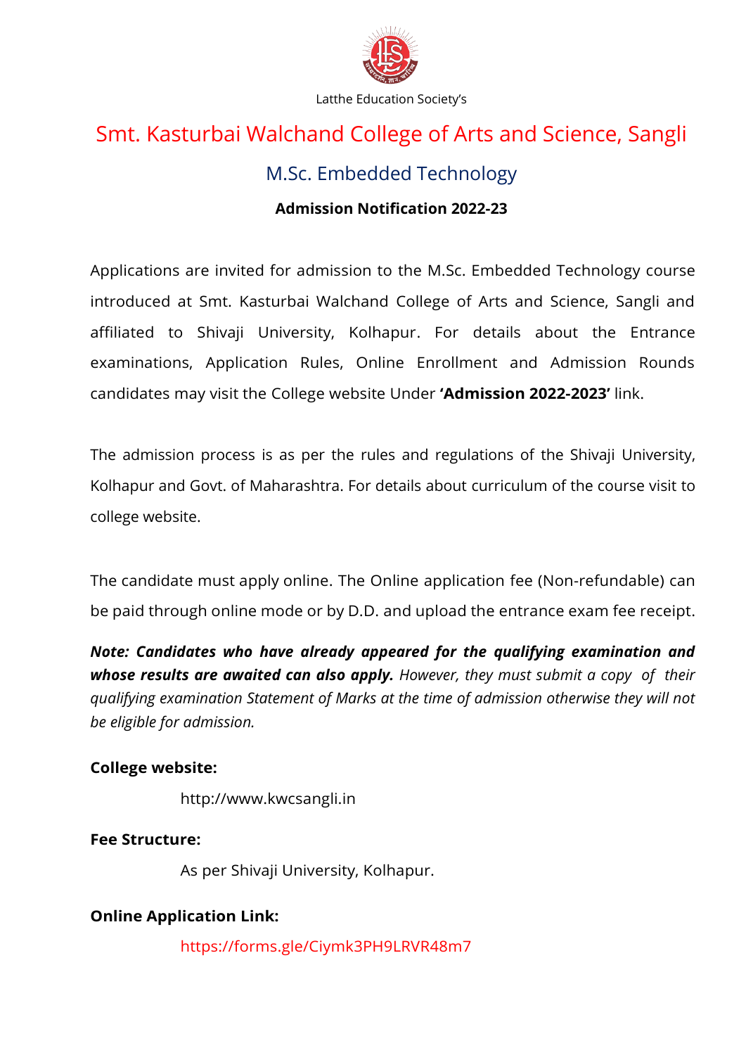Latthe Education Society's

# Smt. Kasturbai Walchand College of Arts and Science, Sangli

## M.Sc. Embedded Technology

### Admission Notification 2022-23

Applications are invited for admission to the M.Sc. Embedded Technology course introduced at Smt. Kasturbai Walchand College of Arts and Science, Sangli and affiliated to Shivaji University, Kolhapur. For details about the Entrance examinations, Application Rules, Online Enrollment and Admission Rounds candidates may visit the College website Under **'Admission 2022-2023'** link.

The admission process is as per the rules and regulations of the Shivaji University, Kolhapur and Govt. of Maharashtra. For details about curriculum of the course visit to college website.

The candidate must apply online. The Online application fee (Non-refundable) can be paid through online mode or by D.D. and upload the entrance exam fee receipt.

***Note: Candidates who have already appeared for the qualifying examination and whose results are awaited can also apply.*** *However, they must submit a copy of their qualifying examination Statement of Marks at the time of admission otherwise they will not be eligible for admission.*

**College website:**

http://www.kwcsangli.in

**Fee Structure:**

As per Shivaji University, Kolhapur.

**Online Application Link:**

https://forms.gle/Ciymk3PH9LRVR48m7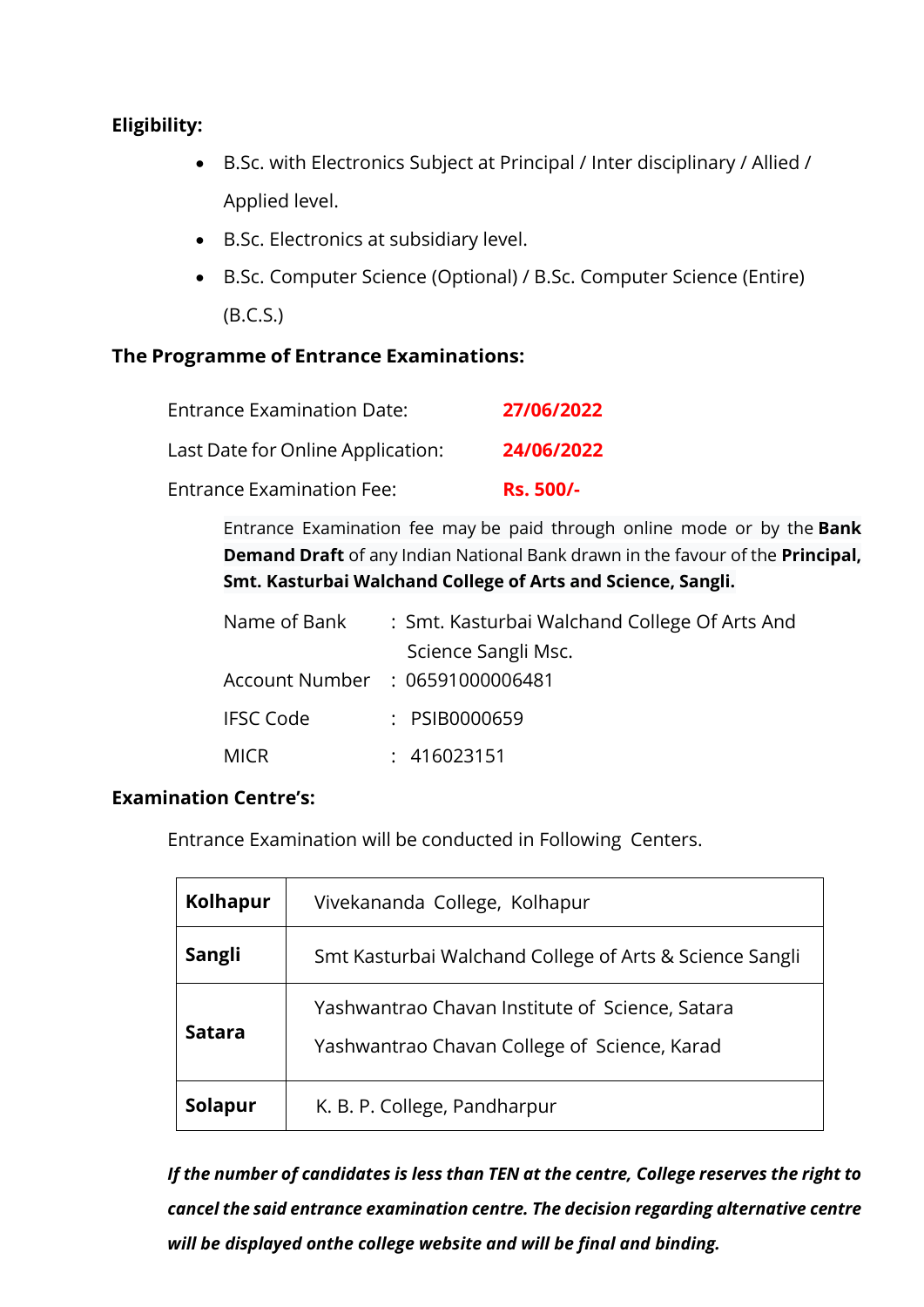**Eligibility:**

- B.Sc. with Electronics Subject at Principal / Inter disciplinary / Allied / Applied level.
- B.Sc. Electronics at subsidiary level.
- B.Sc. Computer Science (Optional) / B.Sc. Computer Science (Entire) (B.C.S.)

**The Programme of Entrance Examinations:**

| | |
|---|---|
| Entrance Examination Date: | **27/06/2022** |
| Last Date for Online Application: | **24/06/2022** |
| Entrance Examination Fee: | **Rs. 500/-** |

Entrance Examination fee may be paid through online mode or by the **Bank Demand Draft** of any Indian National Bank drawn in the favour of the **Principal, Smt. Kasturbai Walchand College of Arts and Science, Sangli.**

| | |
|---|---|
| Name of Bank | : Smt. Kasturbai Walchand College Of Arts And Science Sangli Msc. |
| Account Number | : 06591000006481 |
| IFSC Code | : PSIB0000659 |
| MICR | : 416023151 |

**Examination Centre's:**

Entrance Examination will be conducted in Following Centers.

| | |
|---|---|
| **Kolhapur** | Vivekananda College, Kolhapur |
| **Sangli** | Smt Kasturbai Walchand College of Arts & Science Sangli |
| **Satara** | Yashwantrao Chavan Institute of Science, Satara<br>Yashwantrao Chavan College of Science, Karad |
| **Solapur** | K. B. P. College, Pandharpur |

***If the number of candidates is less than TEN at the centre, College reserves the right to cancel the said entrance examination centre. The decision regarding alternative centre will be displayed onthe college website and will be final and binding.***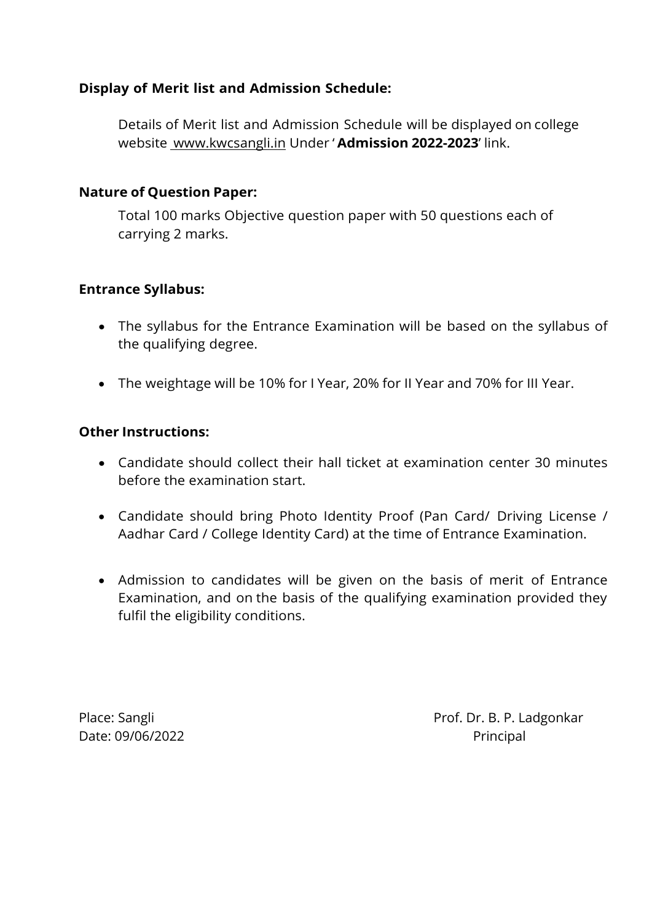**Display of Merit list and Admission Schedule:**

Details of Merit list and Admission Schedule will be displayed on college website www.kwcsangli.in Under '**Admission 2022-2023**' link.

**Nature of Question Paper:**

Total 100 marks Objective question paper with 50 questions each of carrying 2 marks.

**Entrance Syllabus:**

- The syllabus for the Entrance Examination will be based on the syllabus of the qualifying degree.
- The weightage will be 10% for I Year, 20% for II Year and 70% for III Year.

**Other Instructions:**

- Candidate should collect their hall ticket at examination center 30 minutes before the examination start.
- Candidate should bring Photo Identity Proof (Pan Card/ Driving License / Aadhar Card / College Identity Card) at the time of Entrance Examination.
- Admission to candidates will be given on the basis of merit of Entrance Examination, and on the basis of the qualifying examination provided they fulfil the eligibility conditions.

Place: Sangli
Date: 09/06/2022

Prof. Dr. B. P. Ladgonkar
Principal